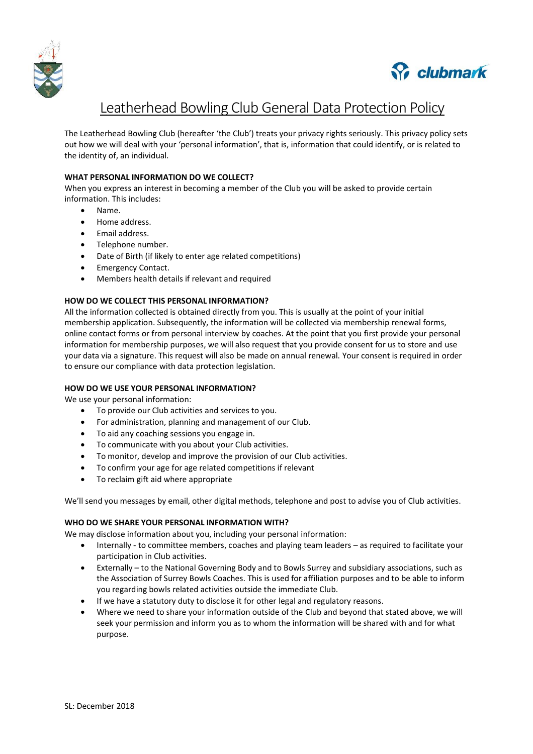# Leatherhead Bowling Club General Data Protection Policy

The Leatherhead Bowling Club (hereafter 'the Club') treats your privacy rights seriously. This privacy policy sets out how we will deal with your 'personal information', that is, information that could identify, or is related to the identity of, an individual.

**WHAT PERSONAL INFORMATION DO WE COLLECT?**

When you express an interest in becoming a member of the Club you will be asked to provide certain information. This includes:

- Name.
- Home address.
- Email address.
- Telephone number.
- Date of Birth (if likely to enter age related competitions)
- Emergency Contact.
- Members health details if relevant and required

**HOW DO WE COLLECT THIS PERSONAL INFORMATION?**

All the information collected is obtained directly from you. This is usually at the point of your initial membership application. Subsequently, the information will be collected via membership renewal forms, online contact forms or from personal interview by coaches. At the point that you first provide your personal information for membership purposes, we will also request that you provide consent for us to store and use your data via a signature. This request will also be made on annual renewal. Your consent is required in order to ensure our compliance with data protection legislation.

**HOW DO WE USE YOUR PERSONAL INFORMATION?**

We use your personal information:

- To provide our Club activities and services to you.
- For administration, planning and management of our Club.
- To aid any coaching sessions you engage in.
- To communicate with you about your Club activities.
- To monitor, develop and improve the provision of our Club activities.
- To confirm your age for age related competitions if relevant
- To reclaim gift aid where appropriate

We'll send you messages by email, other digital methods, telephone and post to advise you of Club activities.

**WHO DO WE SHARE YOUR PERSONAL INFORMATION WITH?**

We may disclose information about you, including your personal information:

- Internally - to committee members, coaches and playing team leaders – as required to facilitate your participation in Club activities.
- Externally – to the National Governing Body and to Bowls Surrey and subsidiary associations, such as the Association of Surrey Bowls Coaches. This is used for affiliation purposes and to be able to inform you regarding bowls related activities outside the immediate Club.
- If we have a statutory duty to disclose it for other legal and regulatory reasons.
- Where we need to share your information outside of the Club and beyond that stated above, we will seek your permission and inform you as to whom the information will be shared with and for what purpose.

SL: December 2018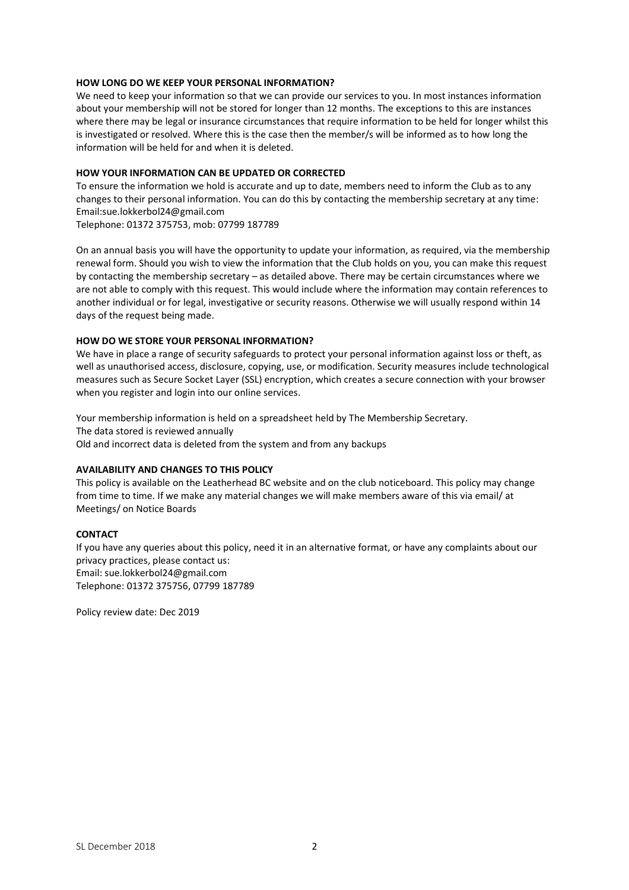**HOW LONG DO WE KEEP YOUR PERSONAL INFORMATION?**

We need to keep your information so that we can provide our services to you. In most instances information about your membership will not be stored for longer than 12 months. The exceptions to this are instances where there may be legal or insurance circumstances that require information to be held for longer whilst this is investigated or resolved. Where this is the case then the member/s will be informed as to how long the information will be held for and when it is deleted.

**HOW YOUR INFORMATION CAN BE UPDATED OR CORRECTED**

To ensure the information we hold is accurate and up to date, members need to inform the Club as to any changes to their personal information. You can do this by contacting the membership secretary at any time:
Email:sue.lokkerbol24@gmail.com
Telephone: 01372 375753, mob: 07799 187789

On an annual basis you will have the opportunity to update your information, as required, via the membership renewal form. Should you wish to view the information that the Club holds on you, you can make this request by contacting the membership secretary – as detailed above. There may be certain circumstances where we are not able to comply with this request. This would include where the information may contain references to another individual or for legal, investigative or security reasons. Otherwise we will usually respond within 14 days of the request being made.

**HOW DO WE STORE YOUR PERSONAL INFORMATION?**

We have in place a range of security safeguards to protect your personal information against loss or theft, as well as unauthorised access, disclosure, copying, use, or modification. Security measures include technological measures such as Secure Socket Layer (SSL) encryption, which creates a secure connection with your browser when you register and login into our online services.

Your membership information is held on a spreadsheet held by The Membership Secretary.
The data stored is reviewed annually
Old and incorrect data is deleted from the system and from any backups

**AVAILABILITY AND CHANGES TO THIS POLICY**

This policy is available on the Leatherhead BC website and on the club noticeboard. This policy may change from time to time. If we make any material changes we will make members aware of this via email/ at Meetings/ on Notice Boards

**CONTACT**

If you have any queries about this policy, need it in an alternative format, or have any complaints about our privacy practices, please contact us:
Email: sue.lokkerbol24@gmail.com
Telephone: 01372 375756, 07799 187789

Policy review date: Dec 2019